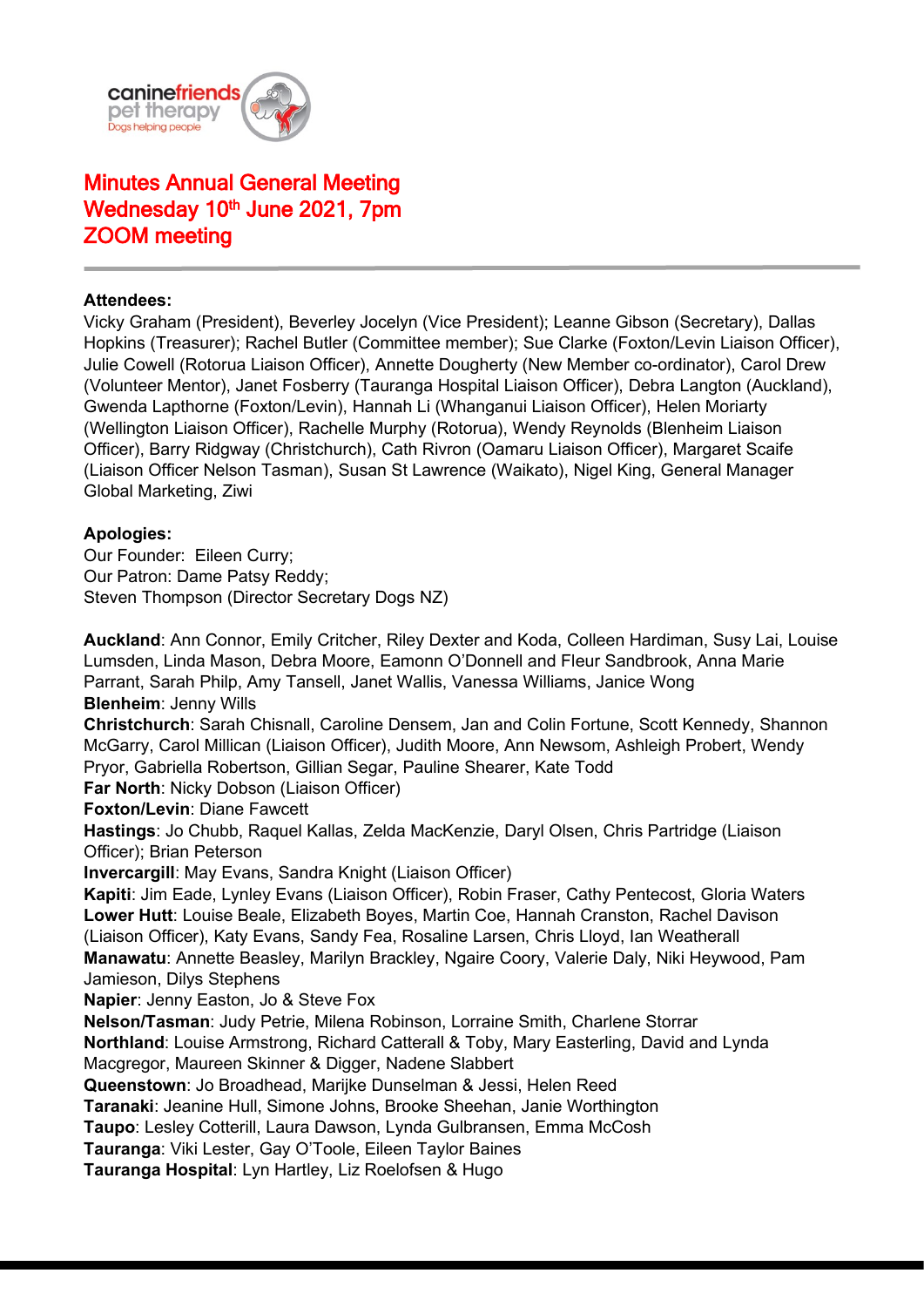caninefriends pet therapy
Dogs helping people

# Minutes Annual General Meeting
# Wednesday 10th June 2021, 7pm
# ZOOM meeting

**Attendees:**
Vicky Graham (President), Beverley Jocelyn (Vice President); Leanne Gibson (Secretary), Dallas Hopkins (Treasurer); Rachel Butler (Committee member); Sue Clarke (Foxton/Levin Liaison Officer), Julie Cowell (Rotorua Liaison Officer), Annette Dougherty (New Member co-ordinator), Carol Drew (Volunteer Mentor), Janet Fosberry (Tauranga Hospital Liaison Officer), Debra Langton (Auckland), Gwenda Lapthorne (Foxton/Levin), Hannah Li (Whanganui Liaison Officer), Helen Moriarty (Wellington Liaison Officer), Rachelle Murphy (Rotorua), Wendy Reynolds (Blenheim Liaison Officer), Barry Ridgway (Christchurch), Cath Rivron (Oamaru Liaison Officer), Margaret Scaife (Liaison Officer Nelson Tasman), Susan St Lawrence (Waikato), Nigel King, General Manager Global Marketing, Ziwi

**Apologies:**
Our Founder: Eileen Curry;
Our Patron: Dame Patsy Reddy;
Steven Thompson (Director Secretary Dogs NZ)

**Auckland**: Ann Connor, Emily Critcher, Riley Dexter and Koda, Colleen Hardiman, Susy Lai, Louise Lumsden, Linda Mason, Debra Moore, Eamonn O'Donnell and Fleur Sandbrook, Anna Marie Parrant, Sarah Philp, Amy Tansell, Janet Wallis, Vanessa Williams, Janice Wong
**Blenheim**: Jenny Wills
**Christchurch**: Sarah Chisnall, Caroline Densem, Jan and Colin Fortune, Scott Kennedy, Shannon McGarry, Carol Millican (Liaison Officer), Judith Moore, Ann Newsom, Ashleigh Probert, Wendy Pryor, Gabriella Robertson, Gillian Segar, Pauline Shearer, Kate Todd
**Far North**: Nicky Dobson (Liaison Officer)
**Foxton/Levin**: Diane Fawcett
**Hastings**: Jo Chubb, Raquel Kallas, Zelda MacKenzie, Daryl Olsen, Chris Partridge (Liaison Officer); Brian Peterson
**Invercargill**: May Evans, Sandra Knight (Liaison Officer)
**Kapiti**: Jim Eade, Lynley Evans (Liaison Officer), Robin Fraser, Cathy Pentecost, Gloria Waters
**Lower Hutt**: Louise Beale, Elizabeth Boyes, Martin Coe, Hannah Cranston, Rachel Davison (Liaison Officer), Katy Evans, Sandy Fea, Rosaline Larsen, Chris Lloyd, Ian Weatherall
**Manawatu**: Annette Beasley, Marilyn Brackley, Ngaire Coory, Valerie Daly, Niki Heywood, Pam Jamieson, Dilys Stephens
**Napier**: Jenny Easton, Jo & Steve Fox
**Nelson/Tasman**: Judy Petrie, Milena Robinson, Lorraine Smith, Charlene Storrar
**Northland**: Louise Armstrong, Richard Catterall & Toby, Mary Easterling, David and Lynda Macgregor, Maureen Skinner & Digger, Nadene Slabbert
**Queenstown**: Jo Broadhead, Marijke Dunselman & Jessi, Helen Reed
**Taranaki**: Jeanine Hull, Simone Johns, Brooke Sheehan, Janie Worthington
**Taupo**: Lesley Cotterill, Laura Dawson, Lynda Gulbransen, Emma McCosh
**Tauranga**: Viki Lester, Gay O'Toole, Eileen Taylor Baines
**Tauranga Hospital**: Lyn Hartley, Liz Roelofsen & Hugo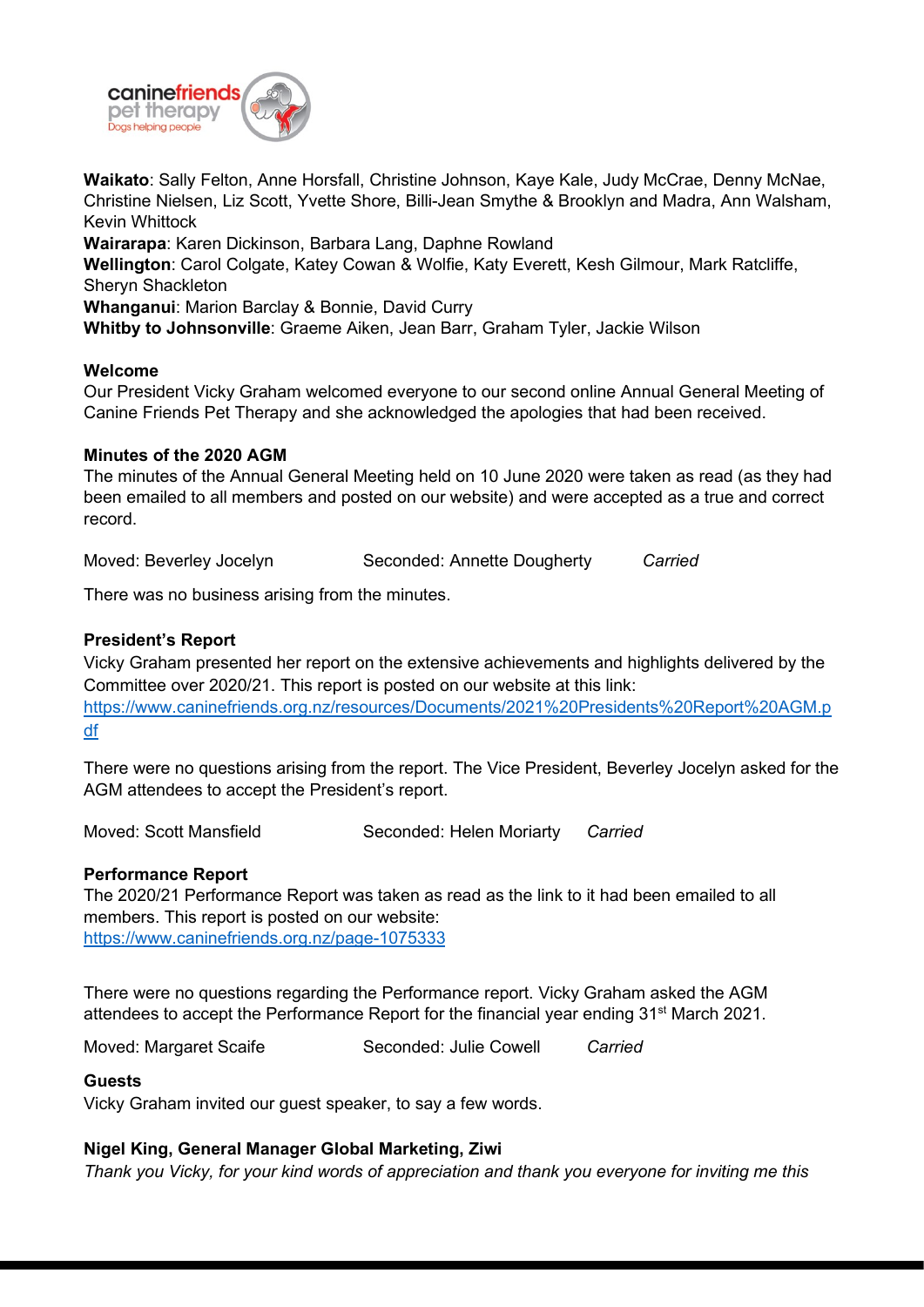**Waikato**: Sally Felton, Anne Horsfall, Christine Johnson, Kaye Kale, Judy McCrae, Denny McNae, Christine Nielsen, Liz Scott, Yvette Shore, Billi-Jean Smythe & Brooklyn and Madra, Ann Walsham, Kevin Whittock
**Wairarapa**: Karen Dickinson, Barbara Lang, Daphne Rowland
**Wellington**: Carol Colgate, Katey Cowan & Wolfie, Katy Everett, Kesh Gilmour, Mark Ratcliffe, Sheryn Shackleton
**Whanganui**: Marion Barclay & Bonnie, David Curry
**Whitby to Johnsonville**: Graeme Aiken, Jean Barr, Graham Tyler, Jackie Wilson

**Welcome**
Our President Vicky Graham welcomed everyone to our second online Annual General Meeting of Canine Friends Pet Therapy and she acknowledged the apologies that had been received.

**Minutes of the 2020 AGM**
The minutes of the Annual General Meeting held on 10 June 2020 were taken as read (as they had been emailed to all members and posted on our website) and were accepted as a true and correct record.

Moved: Beverley Jocelyn Seconded: Annette Dougherty *Carried*

There was no business arising from the minutes.

**President's Report**
Vicky Graham presented her report on the extensive achievements and highlights delivered by the Committee over 2020/21. This report is posted on our website at this link:
https://www.caninefriends.org.nz/resources/Documents/2021%20Presidents%20Report%20AGM.pdf

There were no questions arising from the report. The Vice President, Beverley Jocelyn asked for the AGM attendees to accept the President's report.

Moved: Scott Mansfield Seconded: Helen Moriarty *Carried*

**Performance Report**
The 2020/21 Performance Report was taken as read as the link to it had been emailed to all members. This report is posted on our website:
https://www.caninefriends.org.nz/page-1075333

There were no questions regarding the Performance report. Vicky Graham asked the AGM attendees to accept the Performance Report for the financial year ending 31st March 2021.

Moved: Margaret Scaife Seconded: Julie Cowell *Carried*

**Guests**
Vicky Graham invited our guest speaker, to say a few words.

**Nigel King, General Manager Global Marketing, Ziwi**
*Thank you Vicky, for your kind words of appreciation and thank you everyone for inviting me this*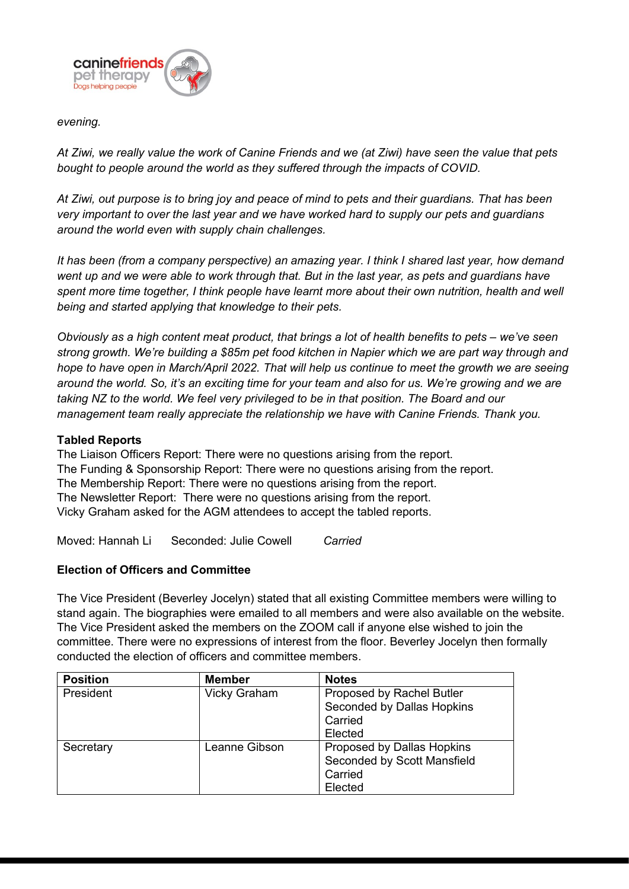*evening.*

*At Ziwi, we really value the work of Canine Friends and we (at Ziwi) have seen the value that pets bought to people around the world as they suffered through the impacts of COVID.*

*At Ziwi, out purpose is to bring joy and peace of mind to pets and their guardians. That has been very important to over the last year and we have worked hard to supply our pets and guardians around the world even with supply chain challenges.*

*It has been (from a company perspective) an amazing year. I think I shared last year, how demand went up and we were able to work through that. But in the last year, as pets and guardians have spent more time together, I think people have learnt more about their own nutrition, health and well being and started applying that knowledge to their pets.*

*Obviously as a high content meat product, that brings a lot of health benefits to pets – we've seen strong growth. We're building a $85m pet food kitchen in Napier which we are part way through and hope to have open in March/April 2022. That will help us continue to meet the growth we are seeing around the world. So, it's an exciting time for your team and also for us. We're growing and we are taking NZ to the world. We feel very privileged to be in that position. The Board and our management team really appreciate the relationship we have with Canine Friends. Thank you.*

**Tabled Reports**

The Liaison Officers Report: There were no questions arising from the report.
The Funding & Sponsorship Report: There were no questions arising from the report.
The Membership Report: There were no questions arising from the report.
The Newsletter Report: There were no questions arising from the report.
Vicky Graham asked for the AGM attendees to accept the tabled reports.

Moved: Hannah Li  Seconded: Julie Cowell  *Carried*

**Election of Officers and Committee**

The Vice President (Beverley Jocelyn) stated that all existing Committee members were willing to stand again. The biographies were emailed to all members and were also available on the website. The Vice President asked the members on the ZOOM call if anyone else wished to join the committee. There were no expressions of interest from the floor. Beverley Jocelyn then formally conducted the election of officers and committee members.

| Position | Member | Notes |
|---|---|---|
| President | Vicky Graham | Proposed by Rachel Butler<br>Seconded by Dallas Hopkins<br>Carried<br>Elected |
| Secretary | Leanne Gibson | Proposed by Dallas Hopkins<br>Seconded by Scott Mansfield<br>Carried<br>Elected |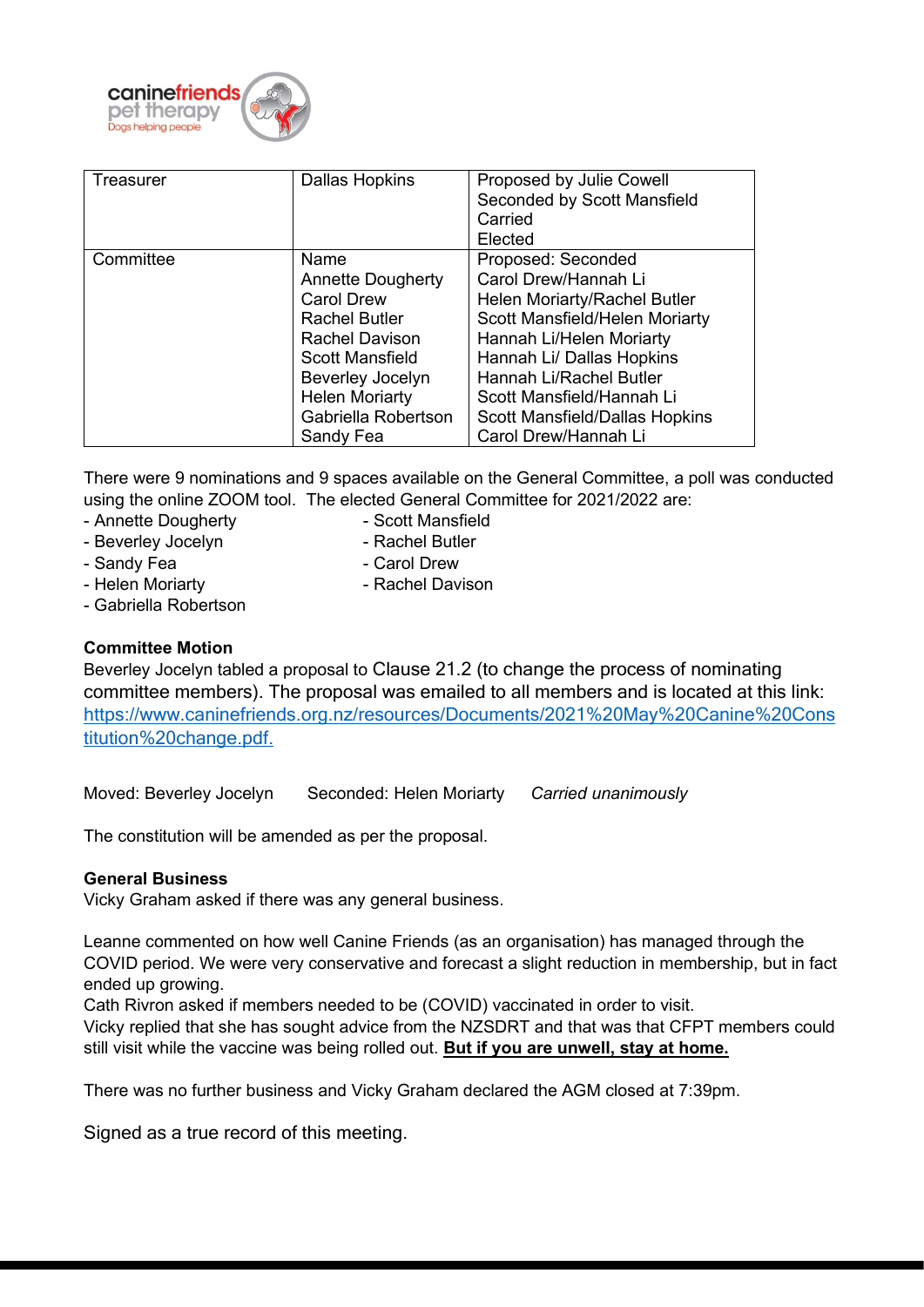| Treasurer | Dallas Hopkins | Proposed by Julie Cowell<br>Seconded by Scott Mansfield<br>Carried<br>Elected |
|---|---|---|
| Committee | Name<br>Annette Dougherty<br>Carol Drew<br>Rachel Butler<br>Rachel Davison<br>Scott Mansfield<br>Beverley Jocelyn<br>Helen Moriarty<br>Gabriella Robertson<br>Sandy Fea | Proposed: Seconded<br>Carol Drew/Hannah Li<br>Helen Moriarty/Rachel Butler<br>Scott Mansfield/Helen Moriarty<br>Hannah Li/Helen Moriarty<br>Hannah Li/ Dallas Hopkins<br>Hannah Li/Rachel Butler<br>Scott Mansfield/Hannah Li<br>Scott Mansfield/Dallas Hopkins<br>Carol Drew/Hannah Li |

There were 9 nominations and 9 spaces available on the General Committee, a poll was conducted using the online ZOOM tool. The elected General Committee for 2021/2022 are:

- Annette Dougherty
- Beverley Jocelyn
- Sandy Fea
- Helen Moriarty
- Gabriella Robertson
- Scott Mansfield
- Rachel Butler
- Carol Drew
- Rachel Davison

**Committee Motion**

Beverley Jocelyn tabled a proposal to Clause 21.2 (to change the process of nominating committee members). The proposal was emailed to all members and is located at this link: https://www.caninefriends.org.nz/resources/Documents/2021%20May%20Canine%20Constitution%20change.pdf.

Moved: Beverley Jocelyn Seconded: Helen Moriarty *Carried unanimously*

The constitution will be amended as per the proposal.

**General Business**

Vicky Graham asked if there was any general business.

Leanne commented on how well Canine Friends (as an organisation) has managed through the COVID period. We were very conservative and forecast a slight reduction in membership, but in fact ended up growing.

Cath Rivron asked if members needed to be (COVID) vaccinated in order to visit.

Vicky replied that she has sought advice from the NZSDRT and that was that CFPT members could still visit while the vaccine was being rolled out. **But if you are unwell, stay at home.**

There was no further business and Vicky Graham declared the AGM closed at 7:39pm.

Signed as a true record of this meeting.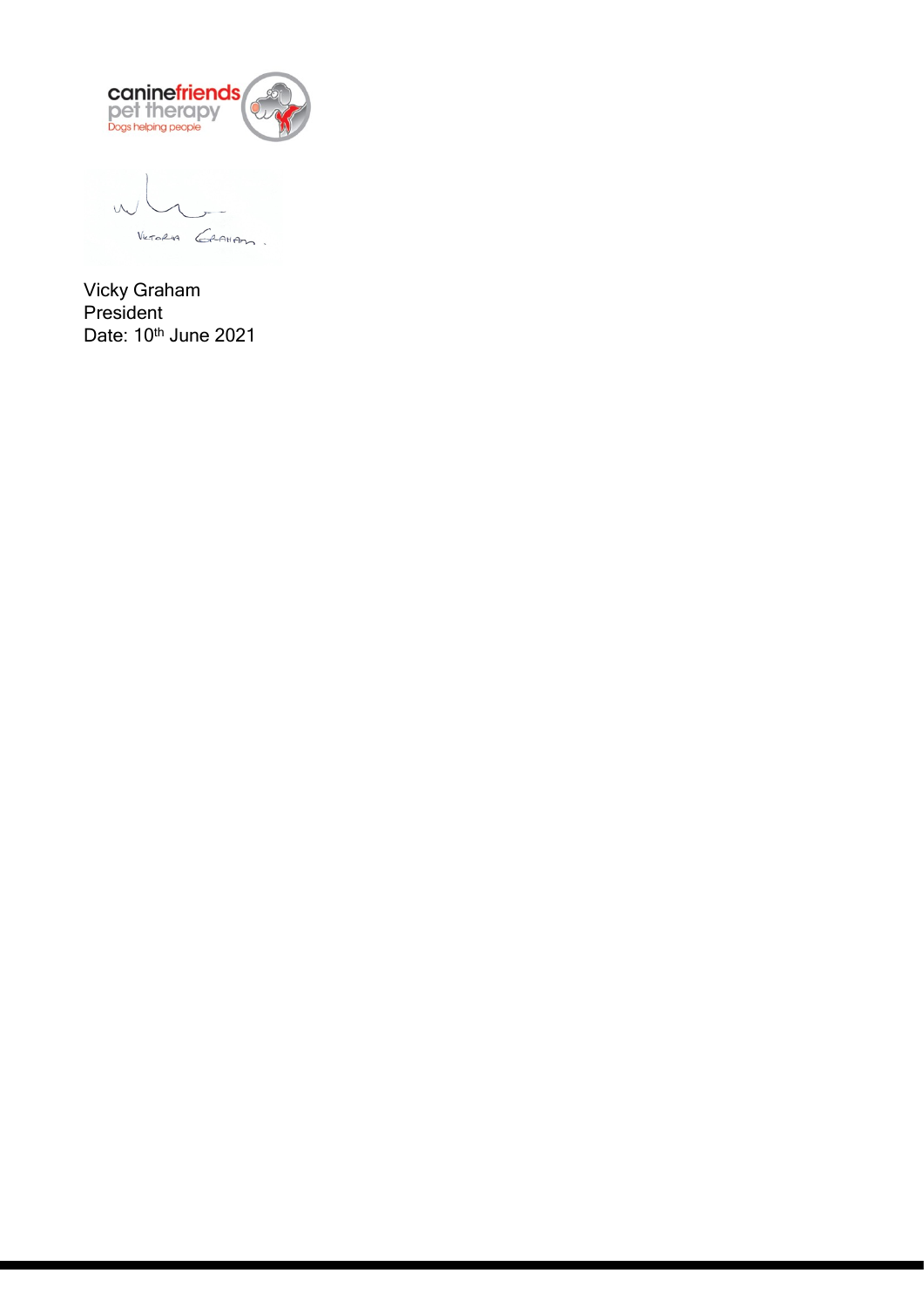Vicky Graham
President
Date: 10th June 2021